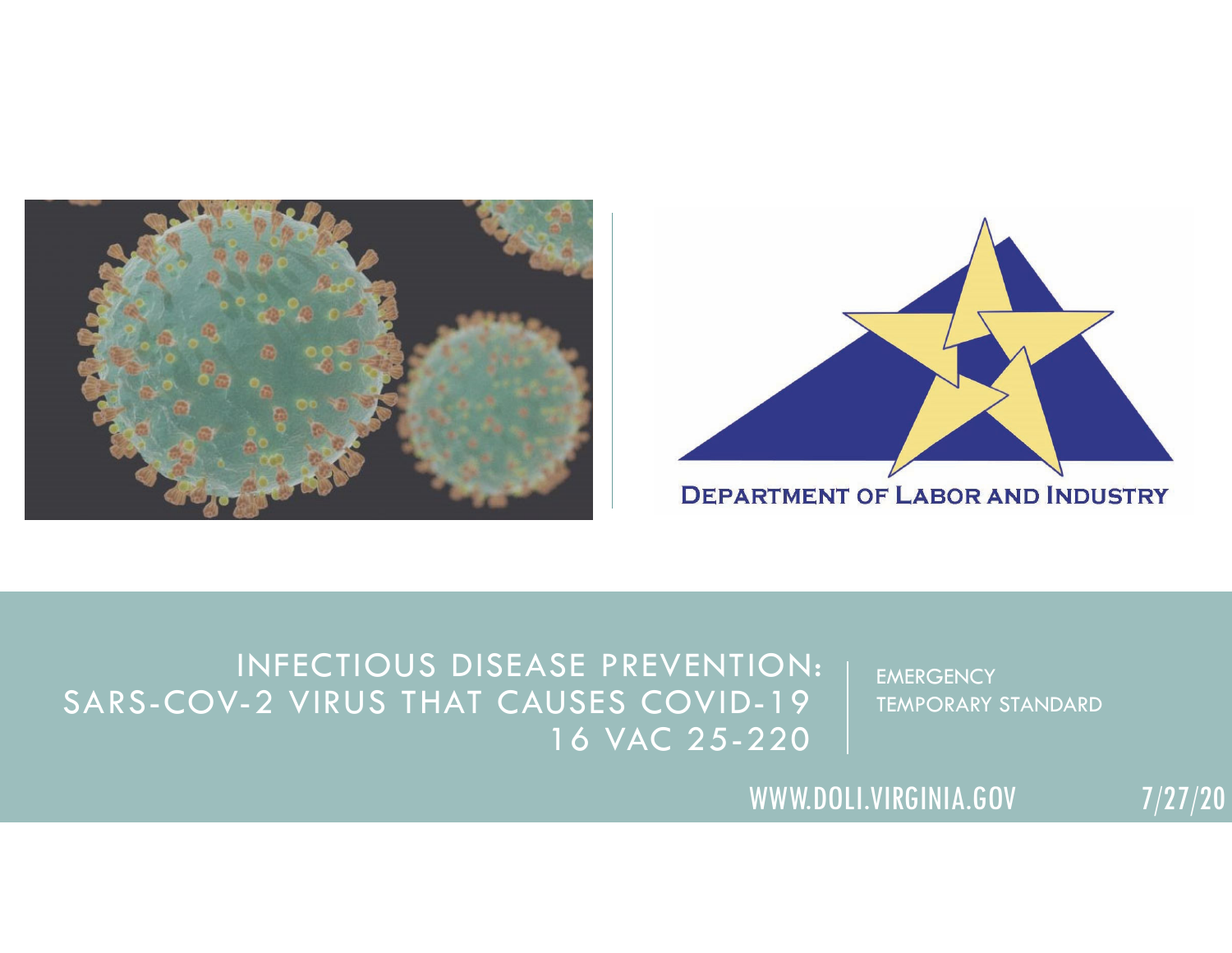DEPARTMENT OF LABOR AND INDUSTRY

# INFECTIOUS DISEASE PREVENTION: SARS-COV-2 VIRUS THAT CAUSES COVID-19 16 VAC 25-220

EMERGENCY TEMPORARY STANDARD

WWW.DOLI.VIRGINIA.GOV

7/27/20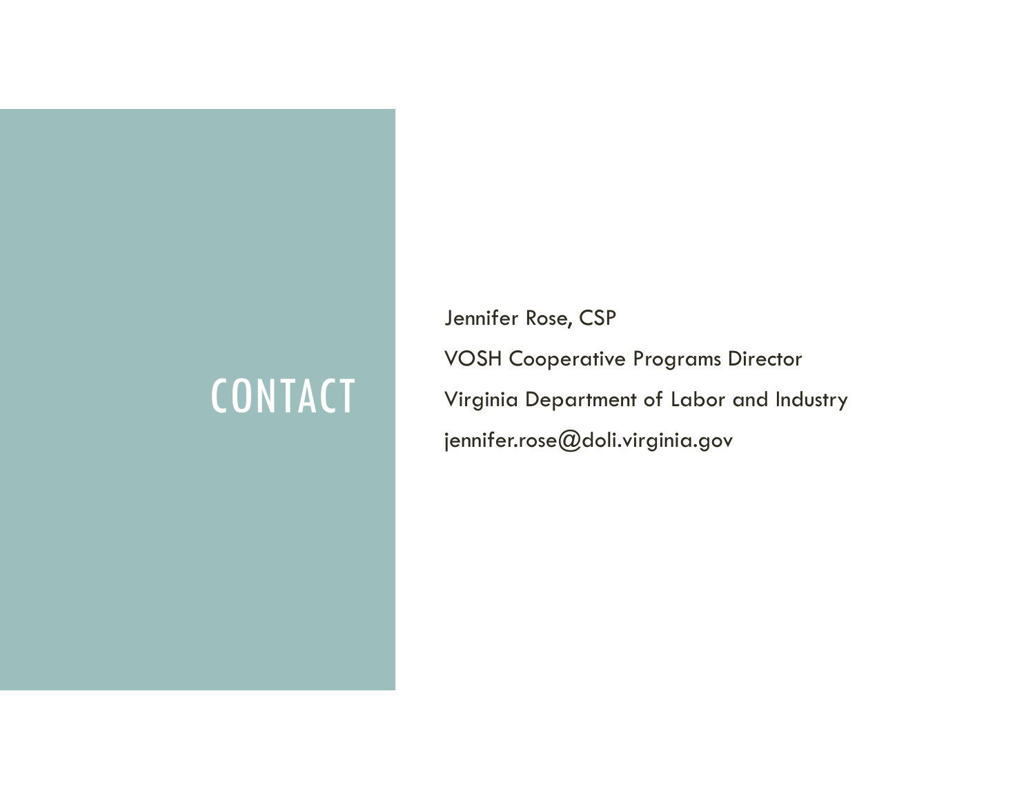# CONTACT

Jennifer Rose, CSP

VOSH Cooperative Programs Director

Virginia Department of Labor and Industry

jennifer.rose@doli.virginia.gov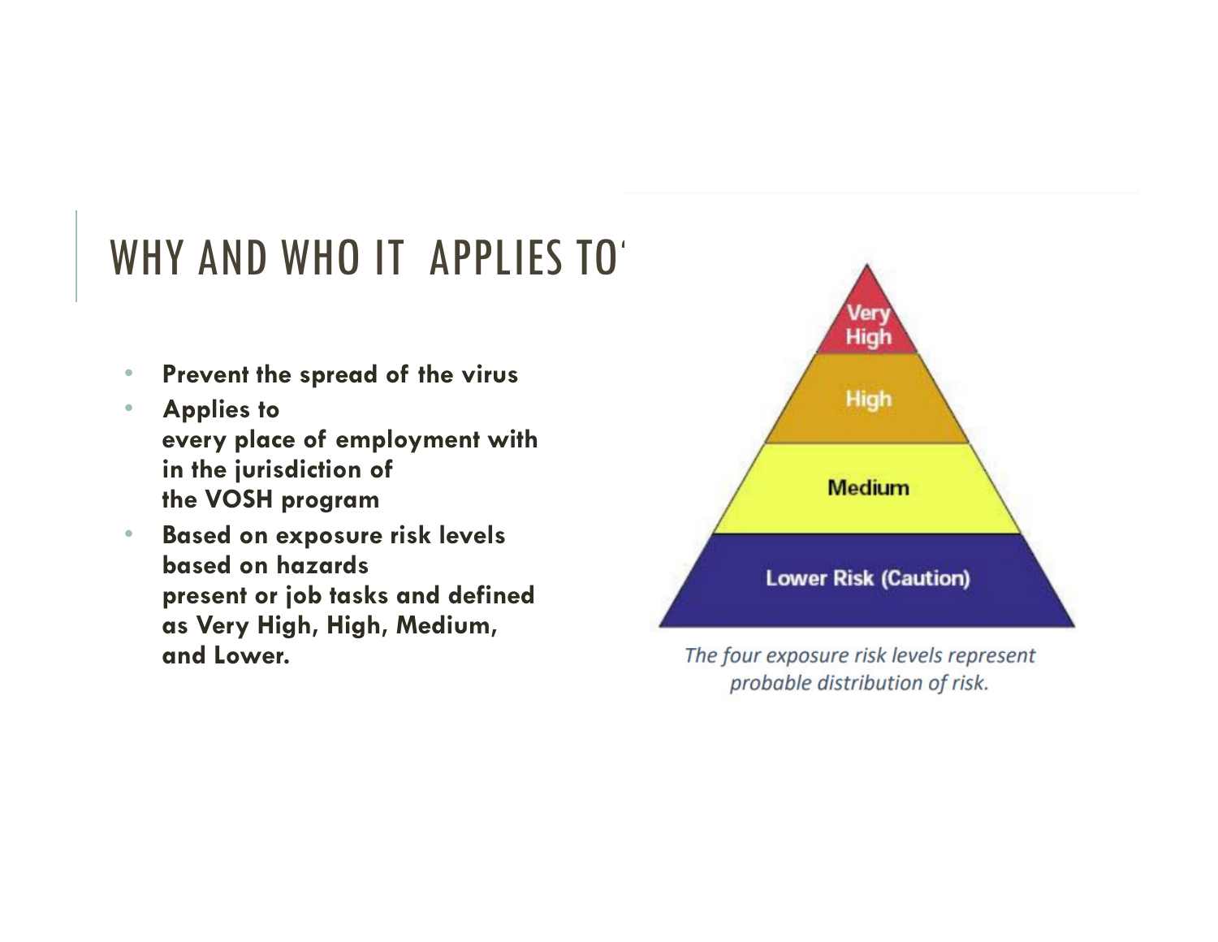## WHY AND WHO IT APPLIES TO

- **Prevent the spread of the virus**
- **Applies to every place of employment with in the jurisdiction of the VOSH program**
- **Based on exposure risk levels based on hazards present or job tasks and defined as Very High, High, Medium, and Lower.**

Very High

High

Medium

Lower Risk (Caution)

*The four exposure risk levels represent probable distribution of risk.*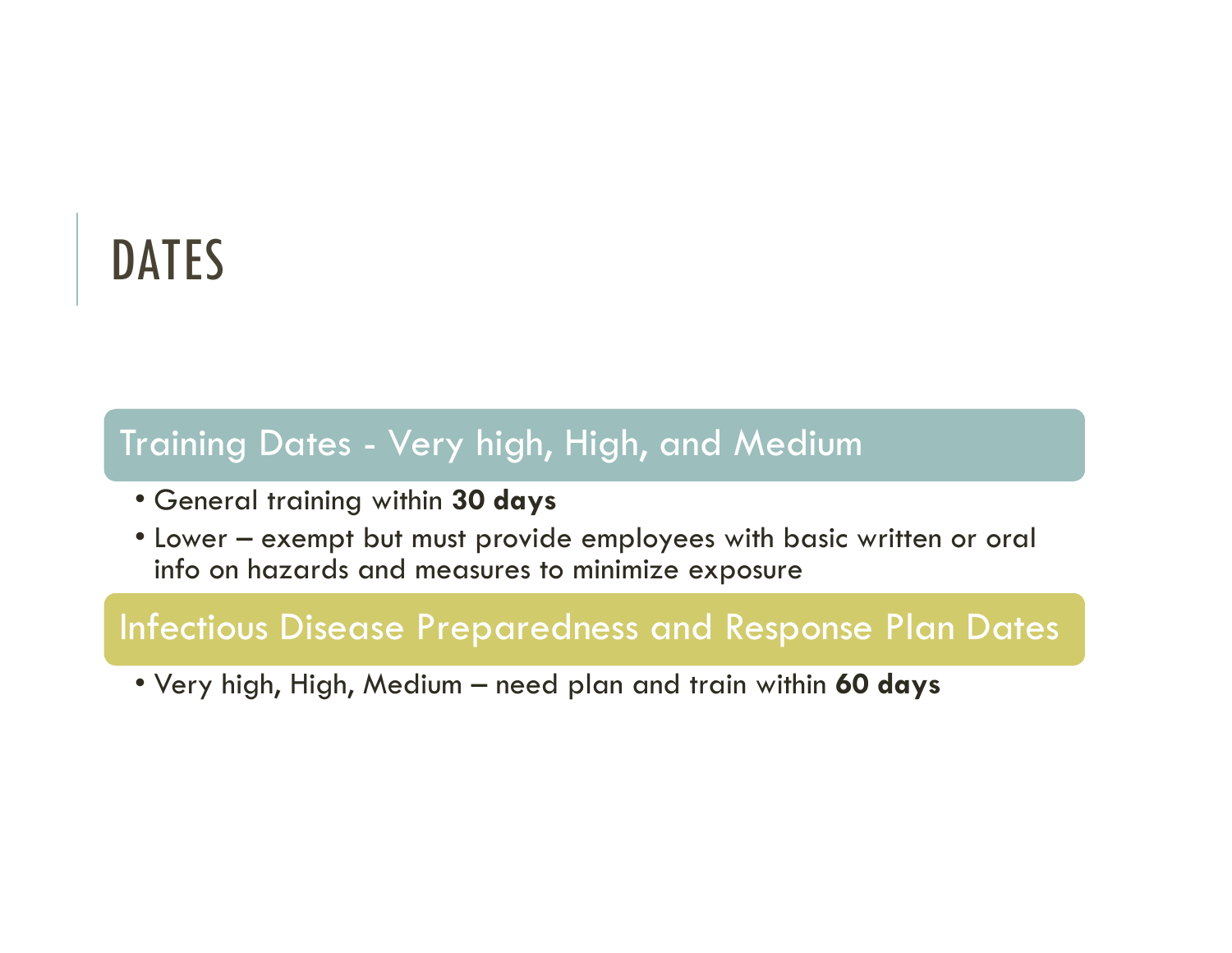# DATES

## Training Dates - Very high, High, and Medium

- General training within **30 days**
- Lower – exempt but must provide employees with basic written or oral info on hazards and measures to minimize exposure

## Infectious Disease Preparedness and Response Plan Dates

- Very high, High, Medium – need plan and train within **60 days**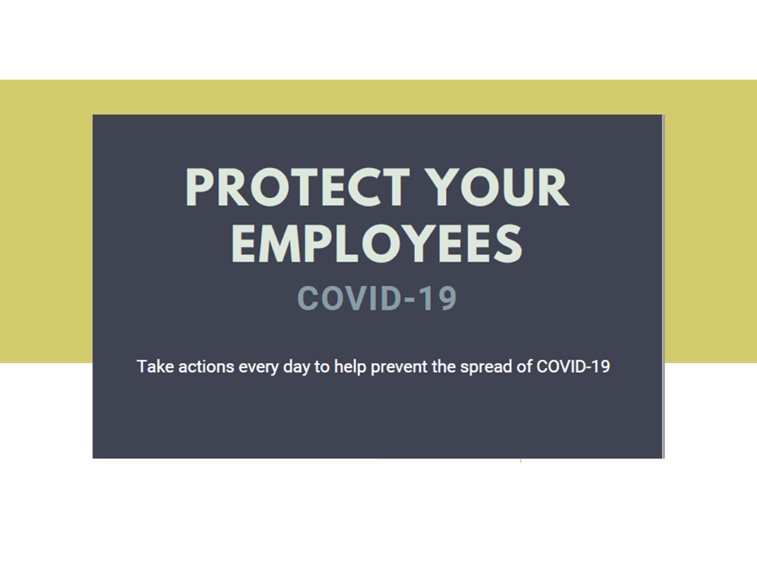# PROTECT YOUR EMPLOYEES

## COVID-19

Take actions every day to help prevent the spread of COVID-19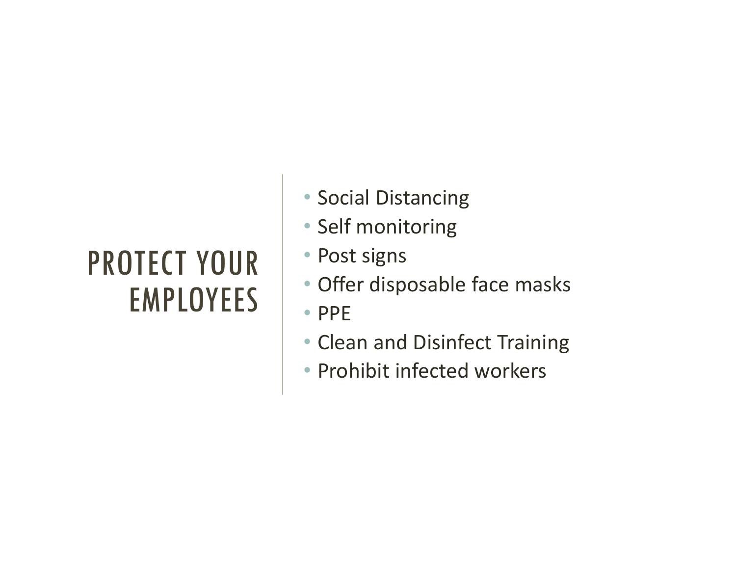# PROTECT YOUR EMPLOYEES

- Social Distancing
- Self monitoring
- Post signs
- Offer disposable face masks
- PPE
- Clean and Disinfect Training
- Prohibit infected workers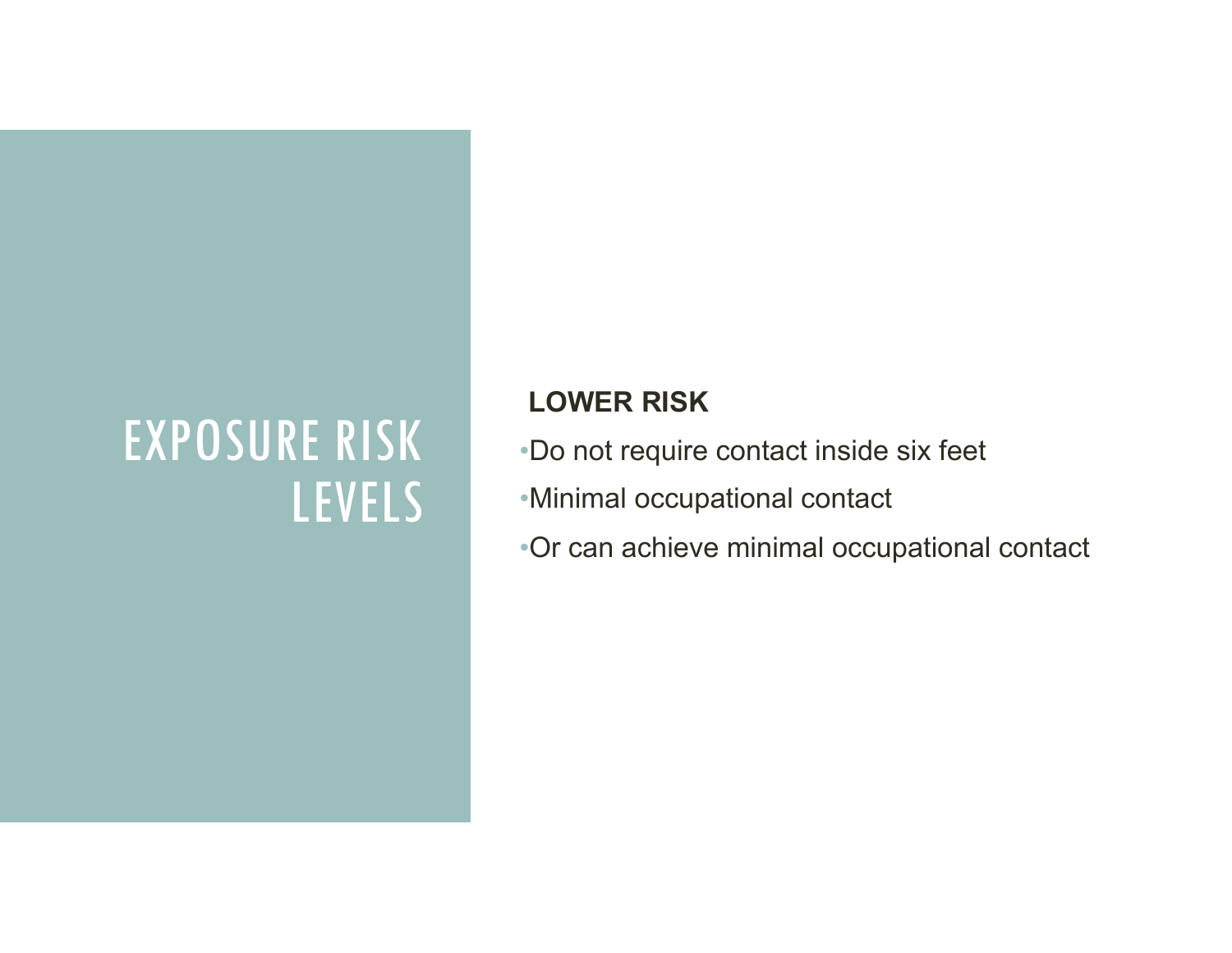# EXPOSURE RISK LEVELS

**LOWER RISK**

- Do not require contact inside six feet
- Minimal occupational contact
- Or can achieve minimal occupational contact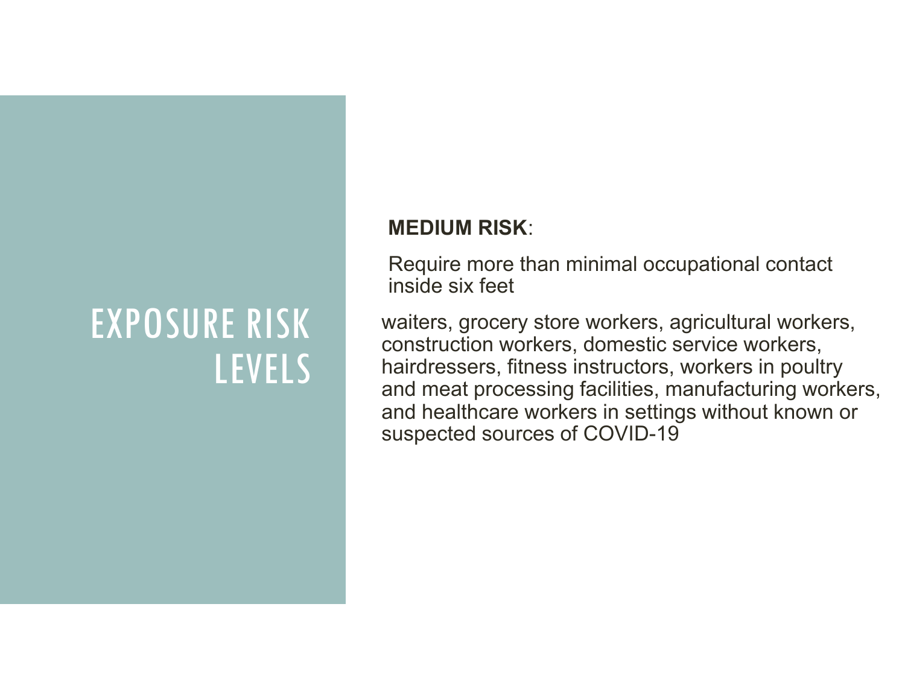# EXPOSURE RISK LEVELS

**MEDIUM RISK**:

Require more than minimal occupational contact inside six feet

waiters, grocery store workers, agricultural workers, construction workers, domestic service workers, hairdressers, fitness instructors, workers in poultry and meat processing facilities, manufacturing workers, and healthcare workers in settings without known or suspected sources of COVID-19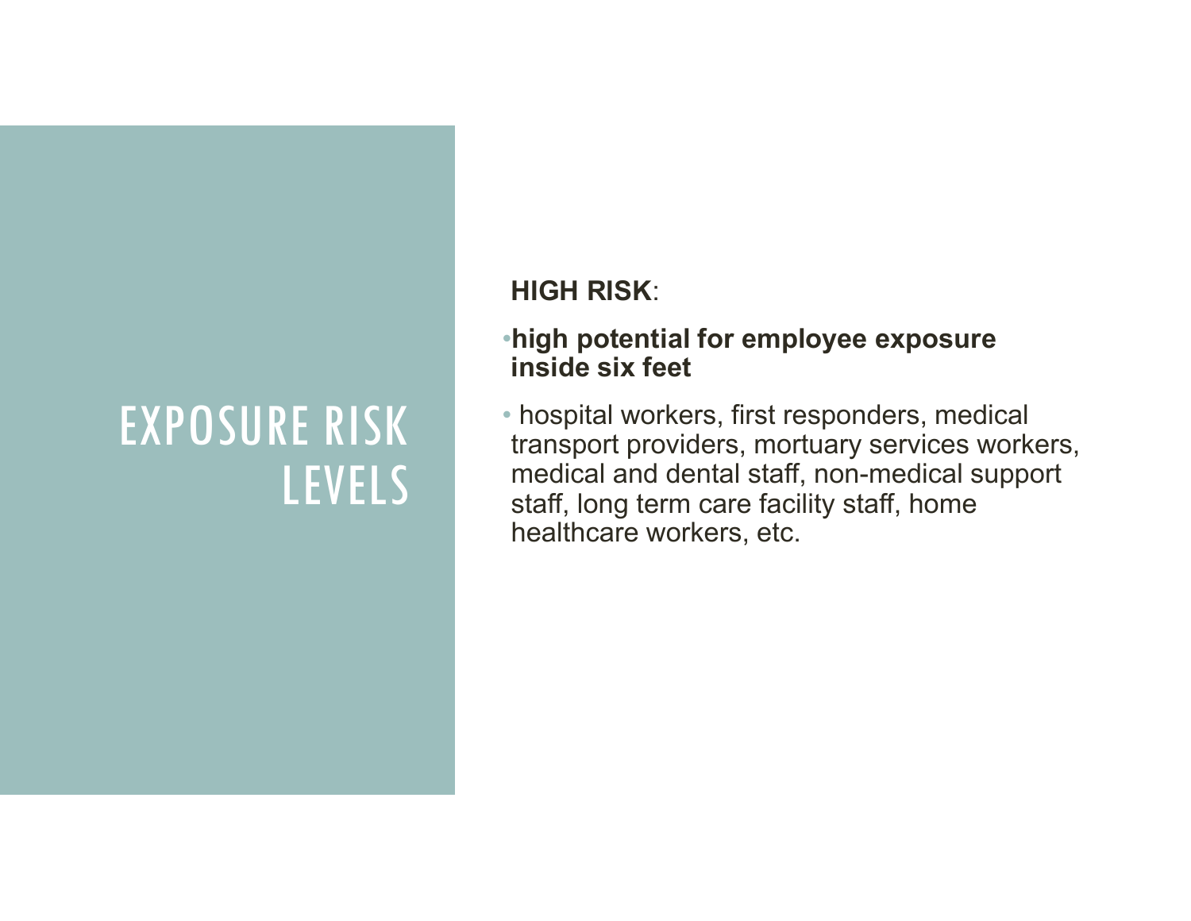# EXPOSURE RISK LEVELS

**HIGH RISK**:

- **high potential for employee exposure inside six feet**
- hospital workers, first responders, medical transport providers, mortuary services workers, medical and dental staff, non-medical support staff, long term care facility staff, home healthcare workers, etc.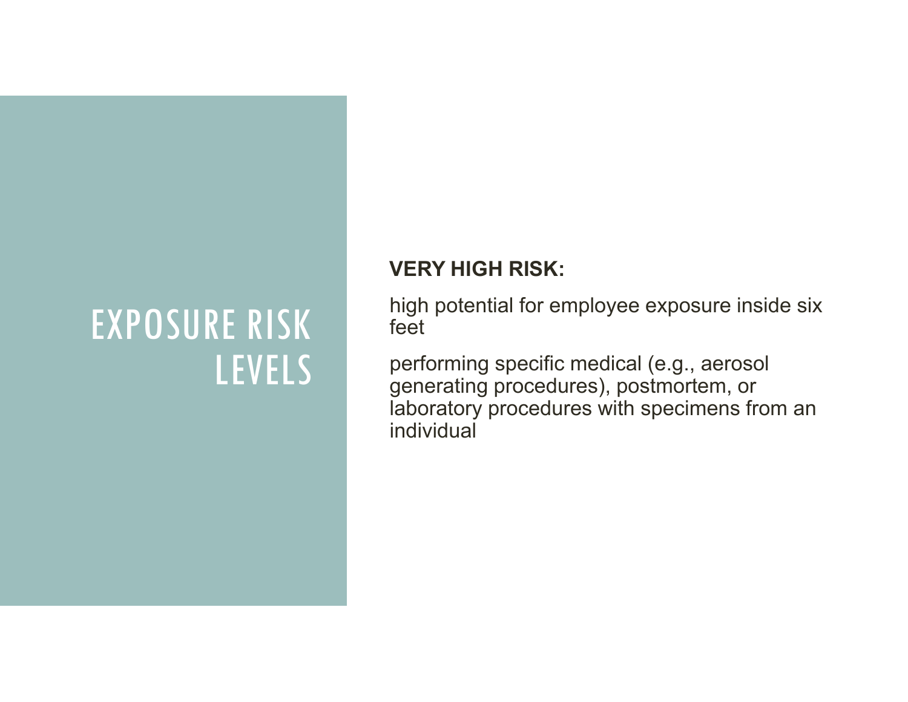# EXPOSURE RISK LEVELS

**VERY HIGH RISK:**

high potential for employee exposure inside six feet

performing specific medical (e.g., aerosol generating procedures), postmortem, or laboratory procedures with specimens from an individual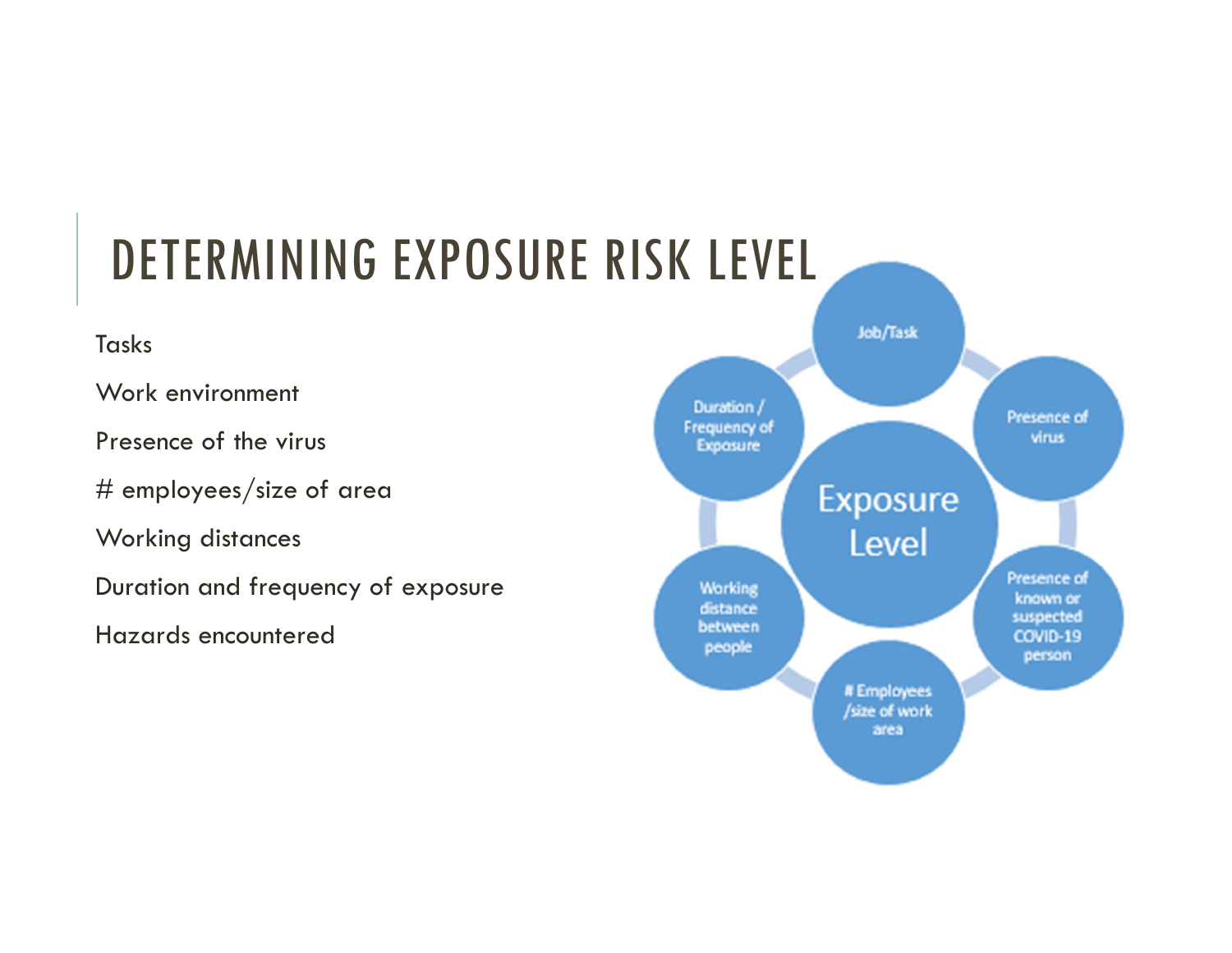# DETERMINING EXPOSURE RISK LEVEL

Tasks

Work environment

Presence of the virus

# employees/size of area

Working distances

Duration and frequency of exposure

Hazards encountered

Exposure Level

Job/Task

Presence of virus

Presence of known or suspected COVID-19 person

# Employees /size of work area

Working distance between people

Duration / Frequency of Exposure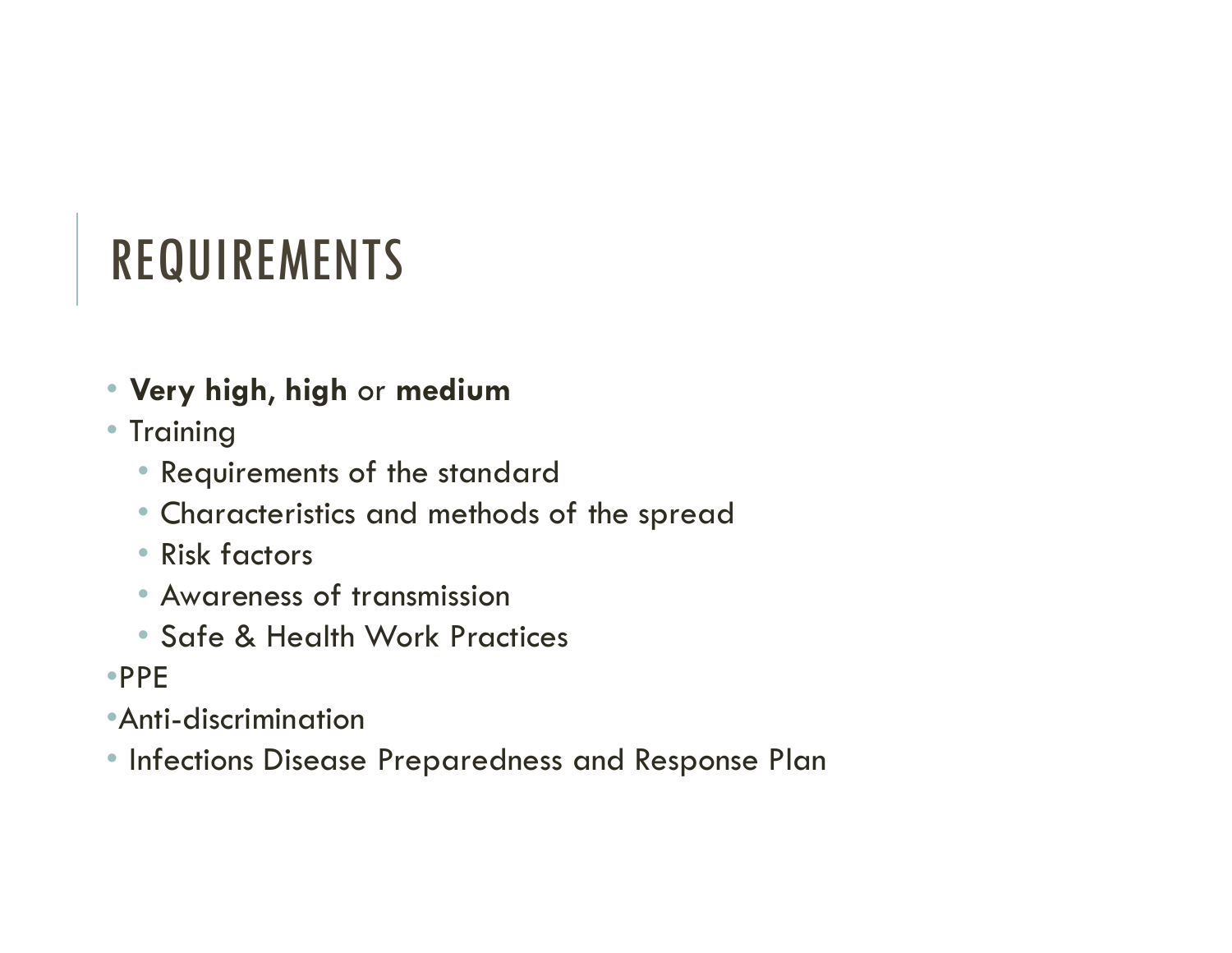# REQUIREMENTS

- **Very high, high** or **medium**
- Training
  - Requirements of the standard
  - Characteristics and methods of the spread
  - Risk factors
  - Awareness of transmission
  - Safe & Health Work Practices
- PPE
- Anti-discrimination
- Infections Disease Preparedness and Response Plan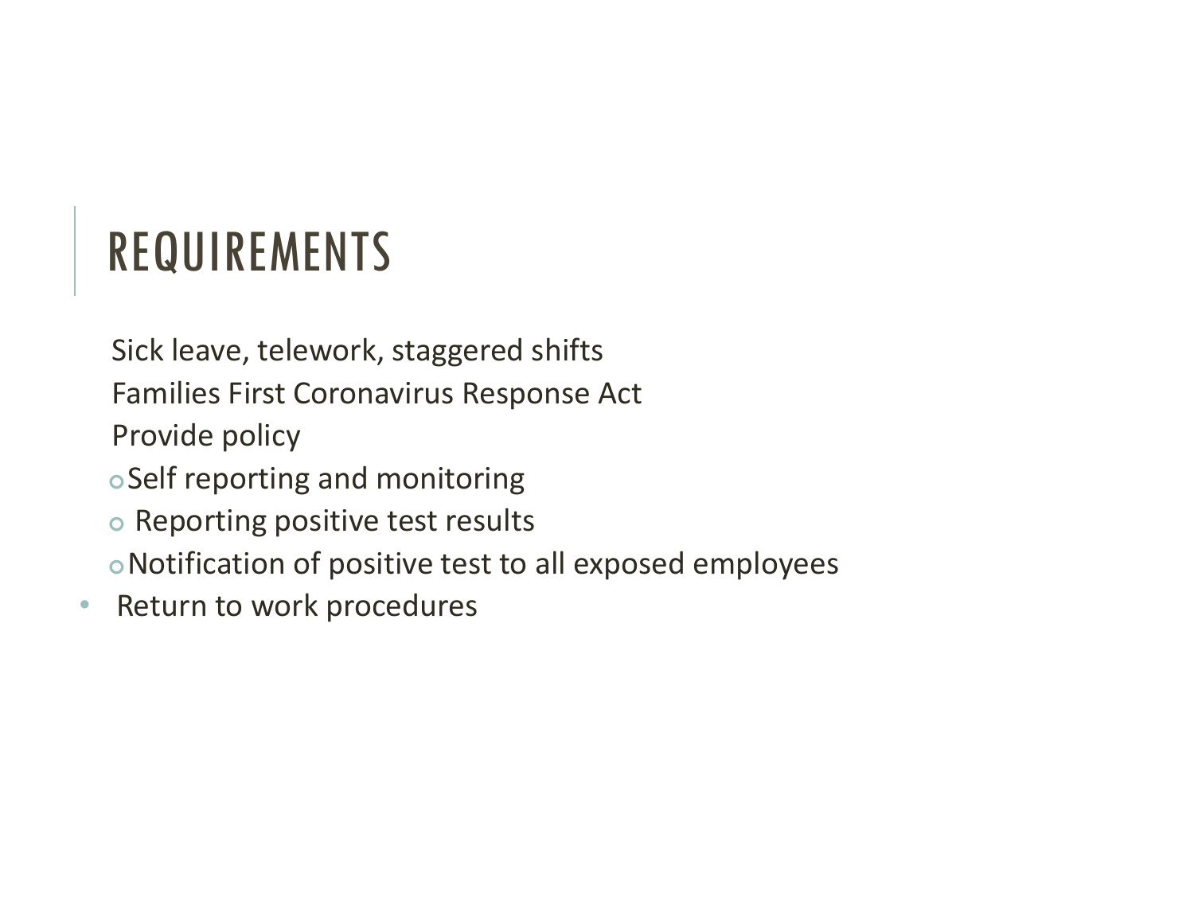# REQUIREMENTS

Sick leave, telework, staggered shifts

Families First Coronavirus Response Act

Provide policy

- Self reporting and monitoring
- Reporting positive test results
- Notification of positive test to all exposed employees

- Return to work procedures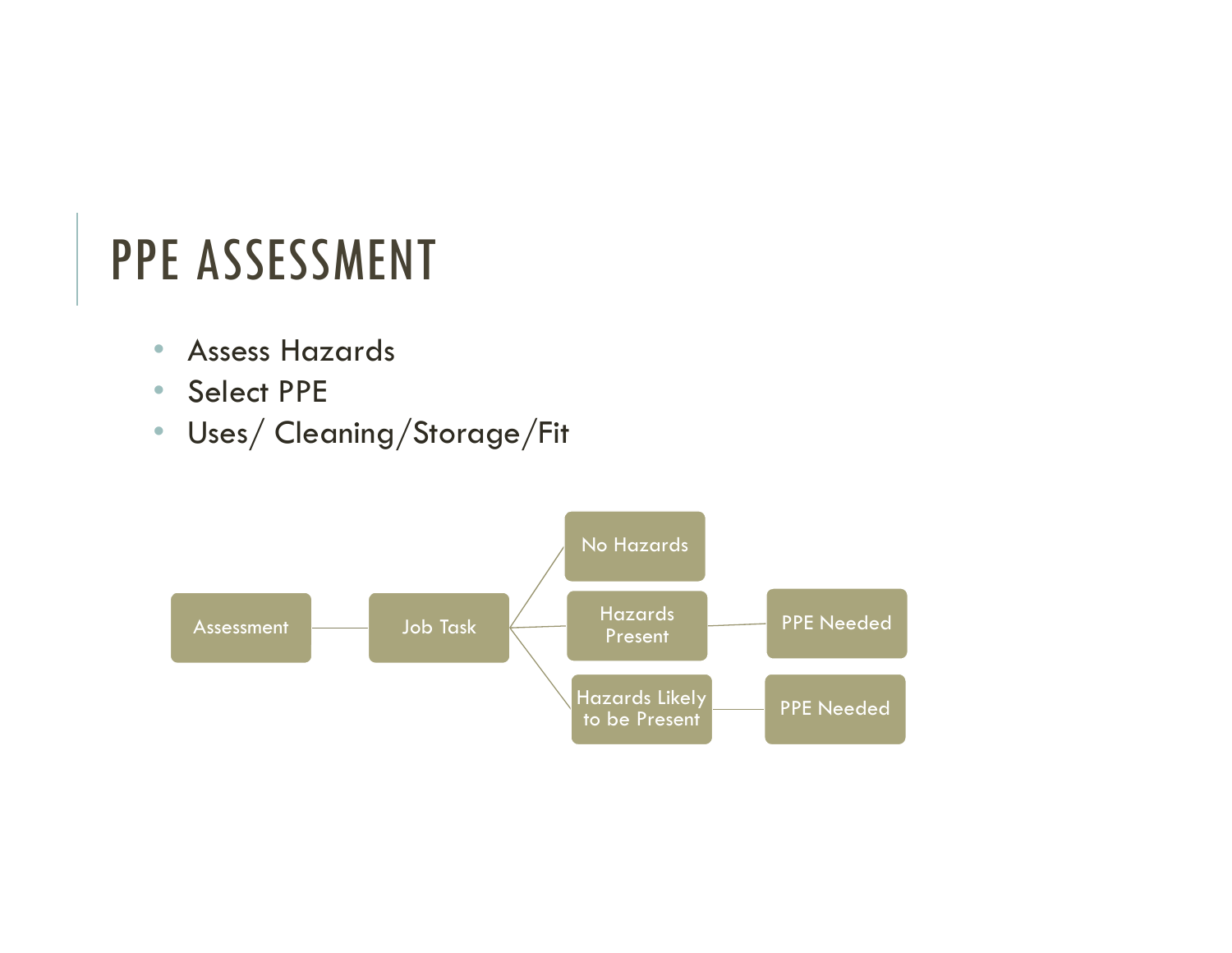# PPE ASSESSMENT

- Assess Hazards
- Select PPE
- Uses/ Cleaning/Storage/Fit

Assessment → Job Task → No Hazards

Assessment → Job Task → Hazards Present → PPE Needed

Assessment → Job Task → Hazards Likely to be Present → PPE Needed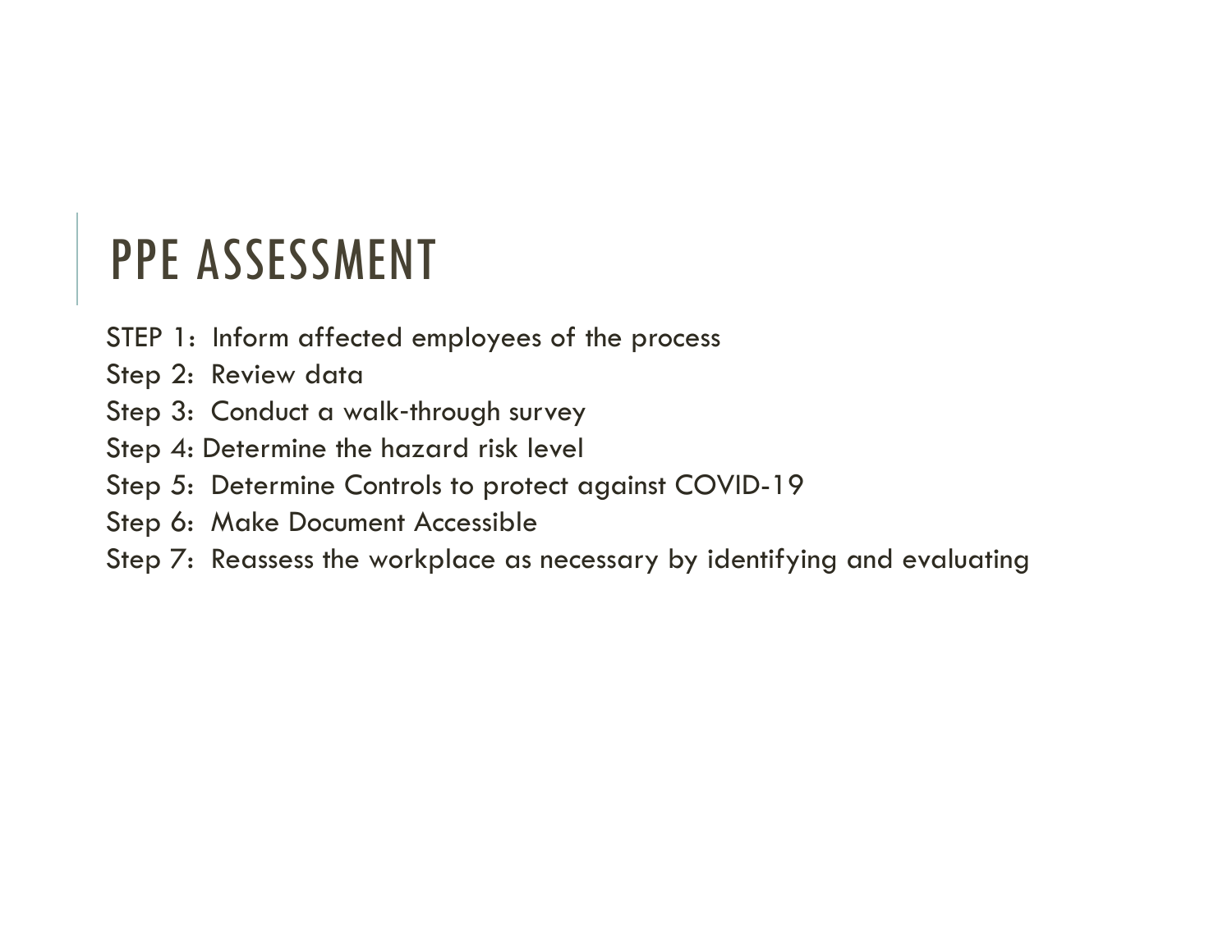# PPE ASSESSMENT

STEP 1: Inform affected employees of the process
Step 2: Review data
Step 3: Conduct a walk-through survey
Step 4: Determine the hazard risk level
Step 5: Determine Controls to protect against COVID-19
Step 6: Make Document Accessible
Step 7: Reassess the workplace as necessary by identifying and evaluating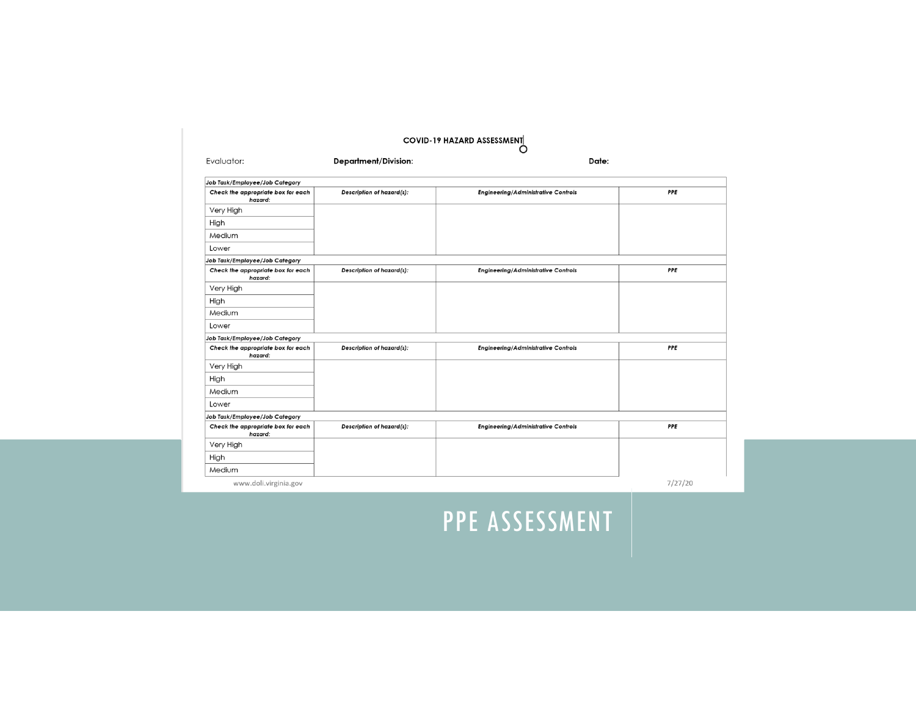# PPE ASSESSMENT

**COVID-19 HAZARD ASSESSMENT**

Evaluator: **Department/Division:** **Date:**

| *Job Task/Employee/Job Category* | | | |
|---|---|---|---|
| ***Check the appropriate box for each hazard:*** | ***Description of hazard(s):*** | ***Engineering/Administrative Controls*** | ***PPE*** |
| Very High | | | |
| High | | | |
| Medium | | | |
| Lower | | | |
| *Job Task/Employee/Job Category* | | | |
| ***Check the appropriate box for each hazard:*** | ***Description of hazard(s):*** | ***Engineering/Administrative Controls*** | ***PPE*** |
| Very High | | | |
| High | | | |
| Medium | | | |
| Lower | | | |
| *Job Task/Employee/Job Category* | | | |
| ***Check the appropriate box for each hazard:*** | ***Description of hazard(s):*** | ***Engineering/Administrative Controls*** | ***PPE*** |
| Very High | | | |
| High | | | |
| Medium | | | |
| Lower | | | |
| *Job Task/Employee/Job Category* | | | |
| ***Check the appropriate box for each hazard:*** | ***Description of hazard(s):*** | ***Engineering/Administrative Controls*** | ***PPE*** |
| Very High | | | |
| High | | | |
| Medium | | | |

www.doli.virginia.gov 7/27/20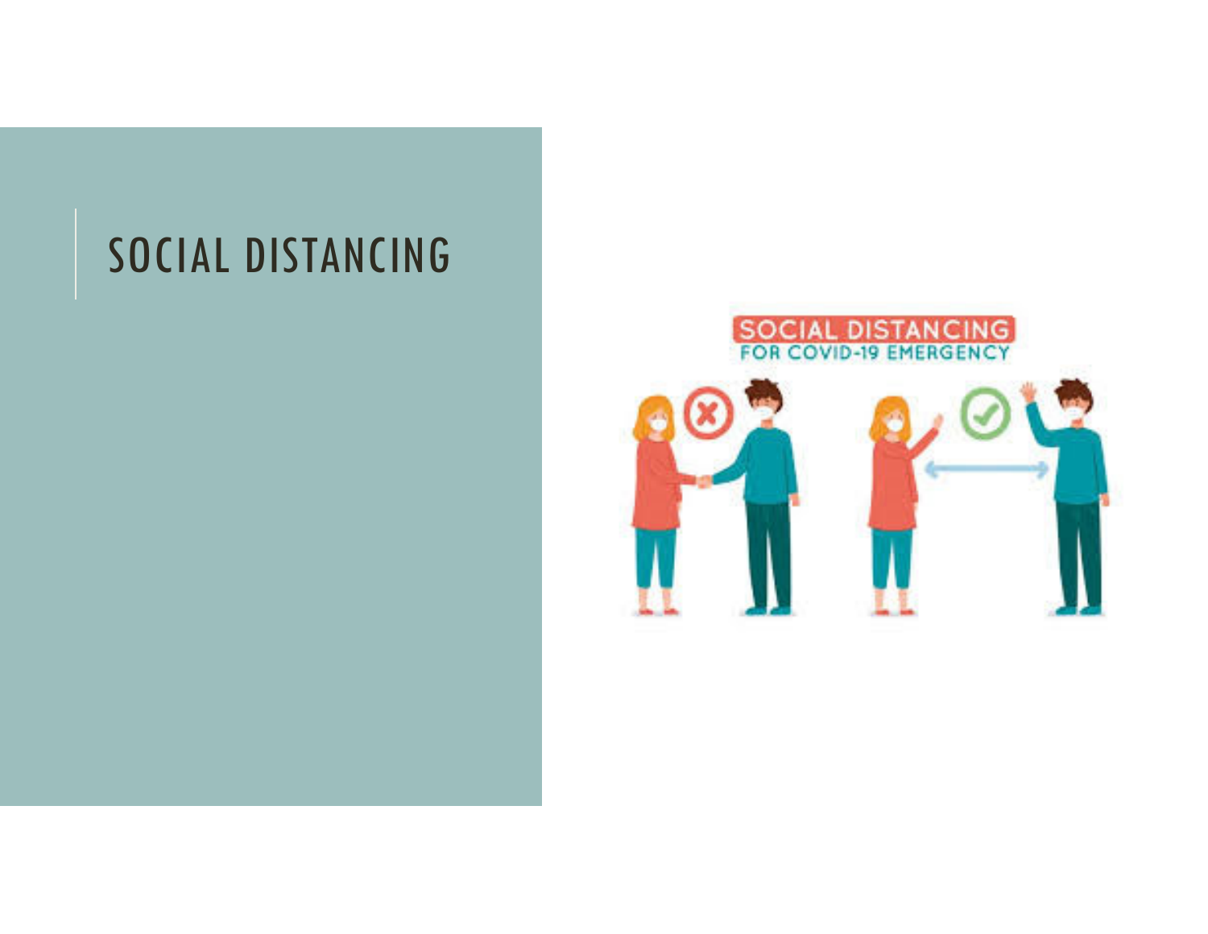# SOCIAL DISTANCING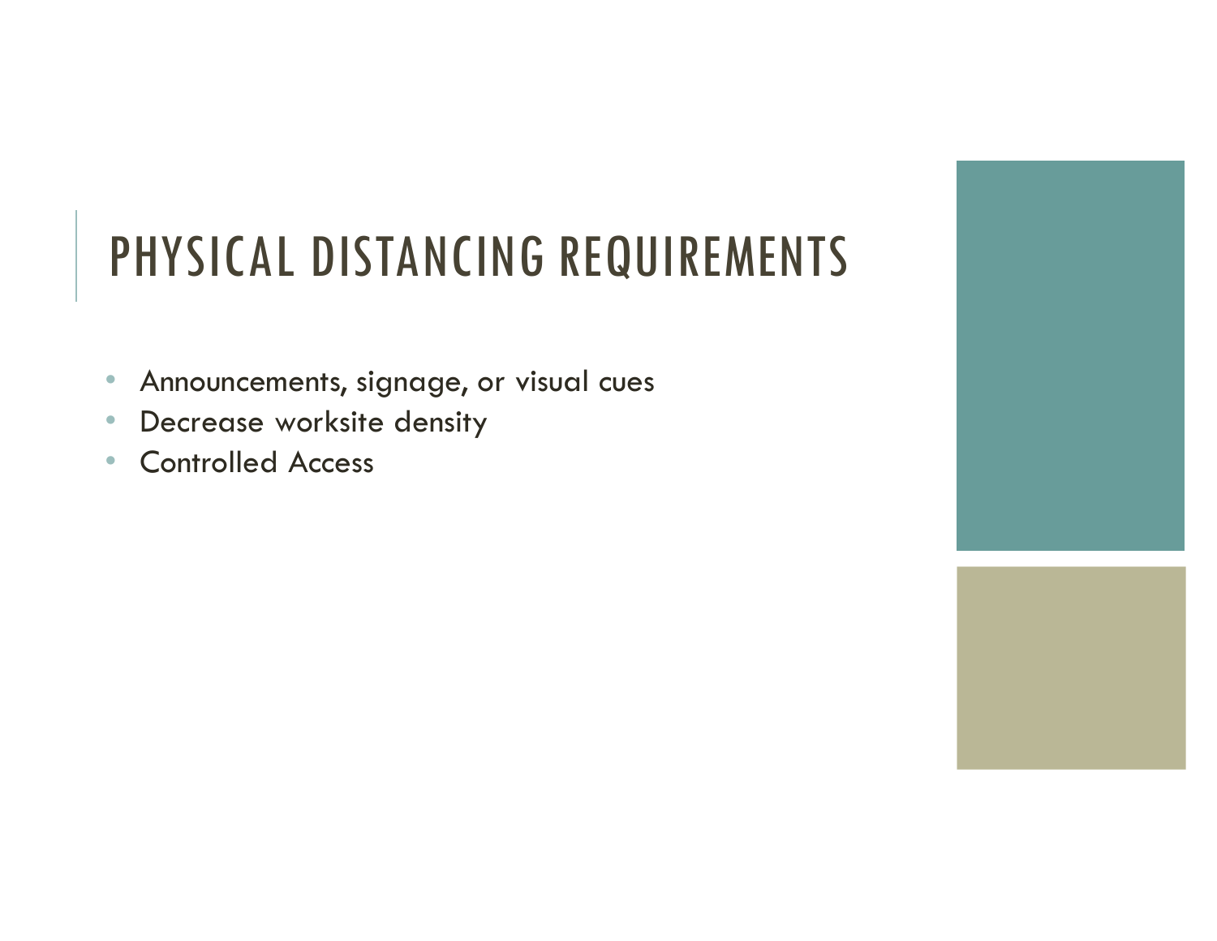# PHYSICAL DISTANCING REQUIREMENTS

- Announcements, signage, or visual cues
- Decrease worksite density
- Controlled Access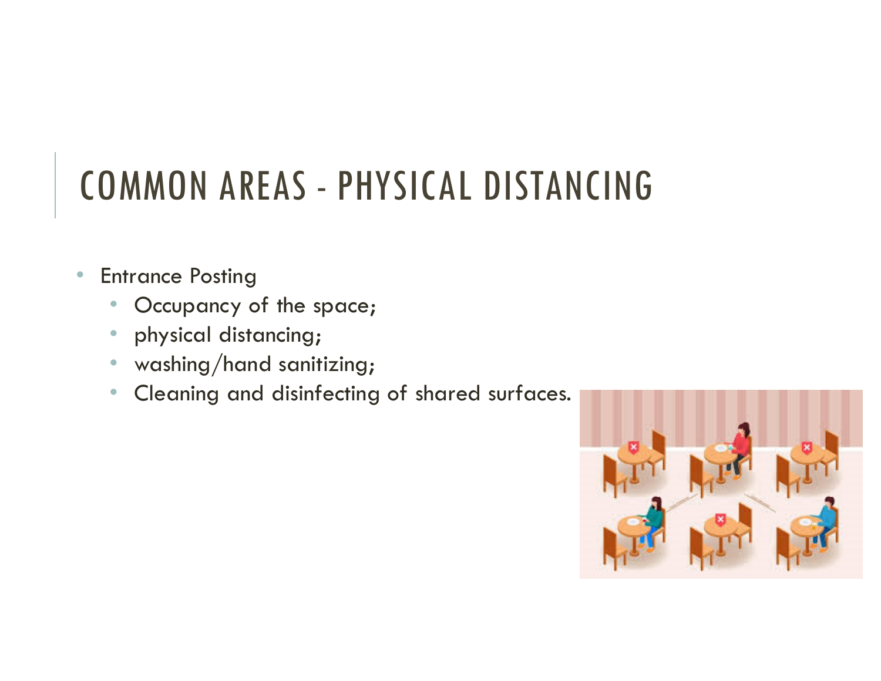# COMMON AREAS - PHYSICAL DISTANCING

- Entrance Posting
  - Occupancy of the space;
  - physical distancing;
  - washing/hand sanitizing;
  - Cleaning and disinfecting of shared surfaces.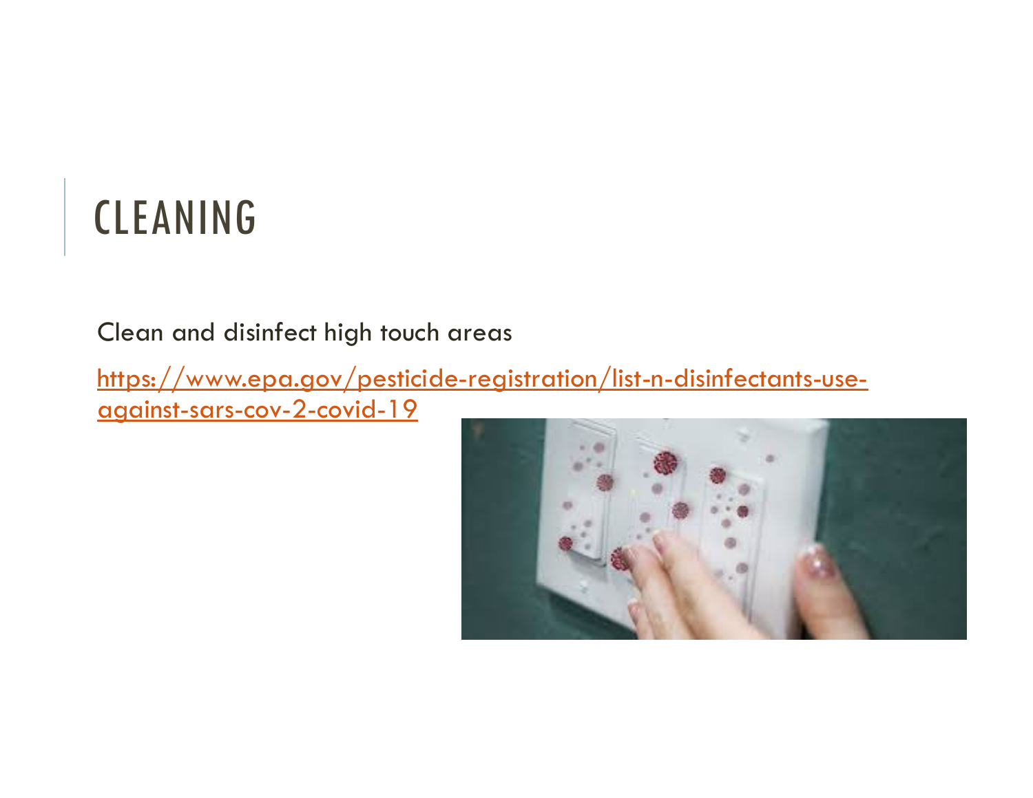# CLEANING

Clean and disinfect high touch areas

https://www.epa.gov/pesticide-registration/list-n-disinfectants-use-against-sars-cov-2-covid-19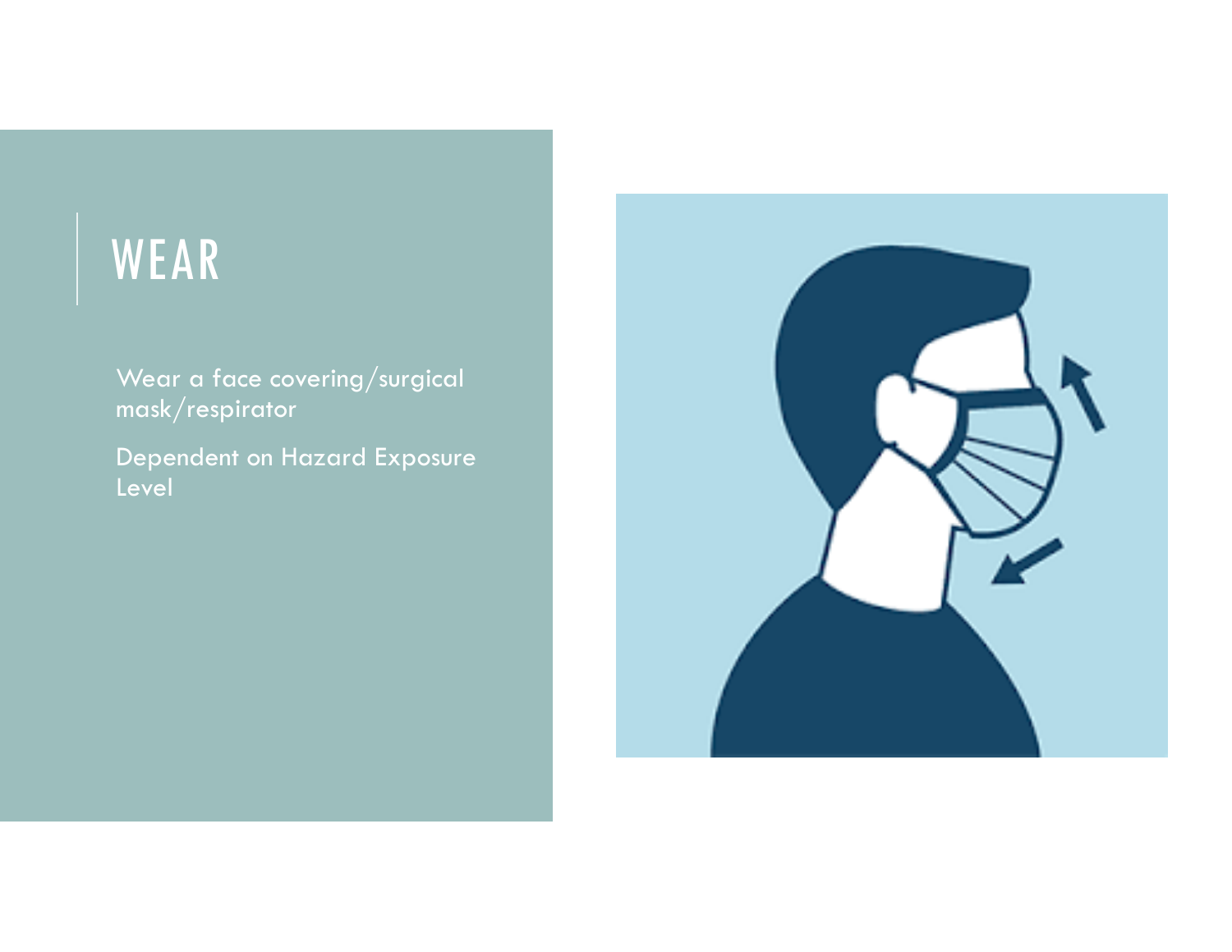# WEAR

Wear a face covering/surgical mask/respirator

Dependent on Hazard Exposure Level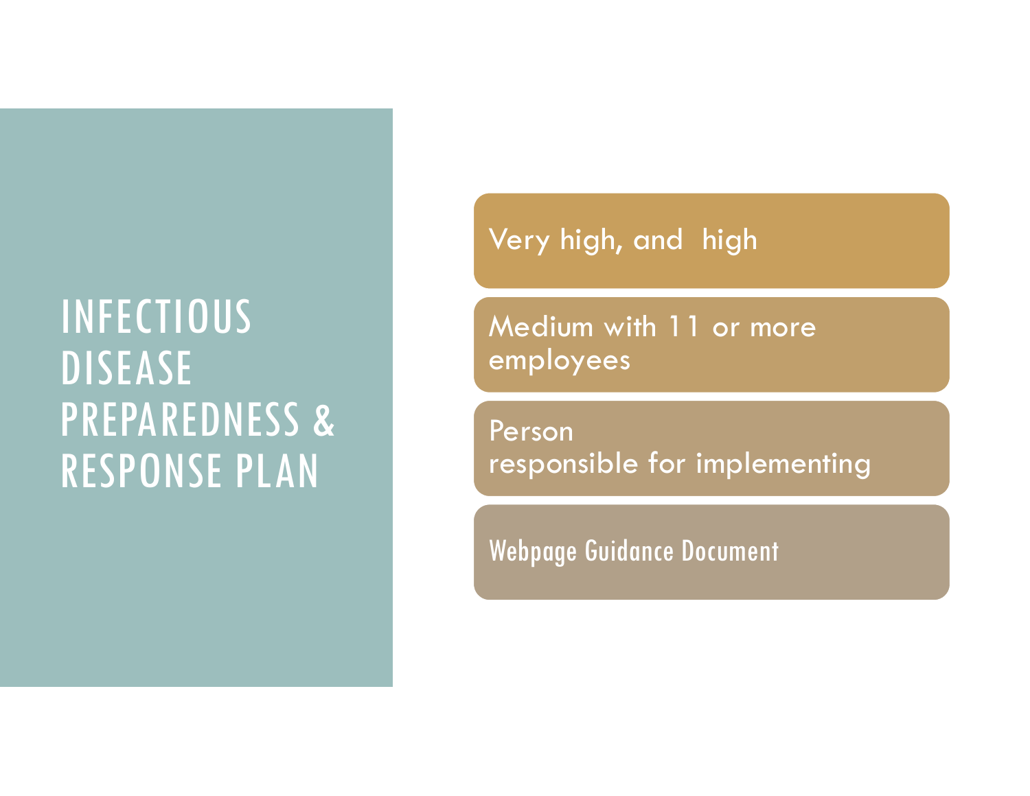# INFECTIOUS DISEASE PREPAREDNESS & RESPONSE PLAN

- Very high, and high
- Medium with 11 or more employees
- Person responsible for implementing
- Webpage Guidance Document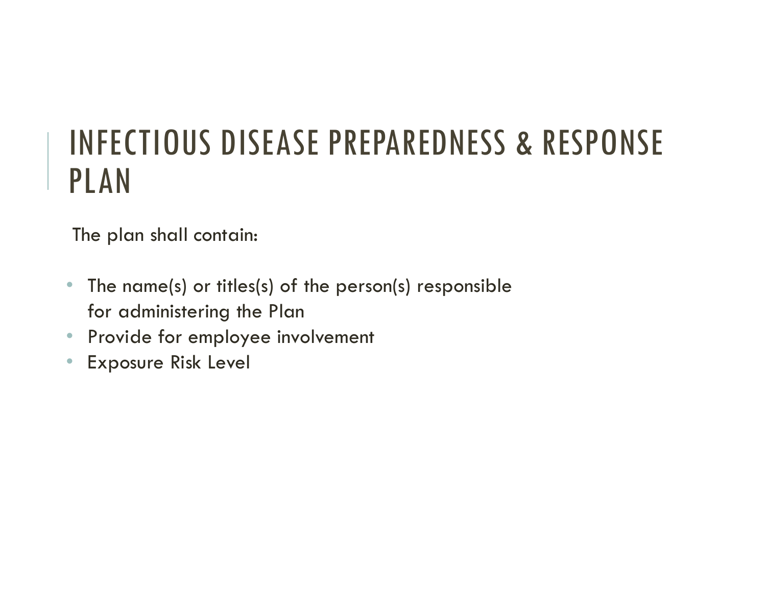# INFECTIOUS DISEASE PREPAREDNESS & RESPONSE PLAN

The plan shall contain:

- The name(s) or titles(s) of the person(s) responsible for administering the Plan
- Provide for employee involvement
- Exposure Risk Level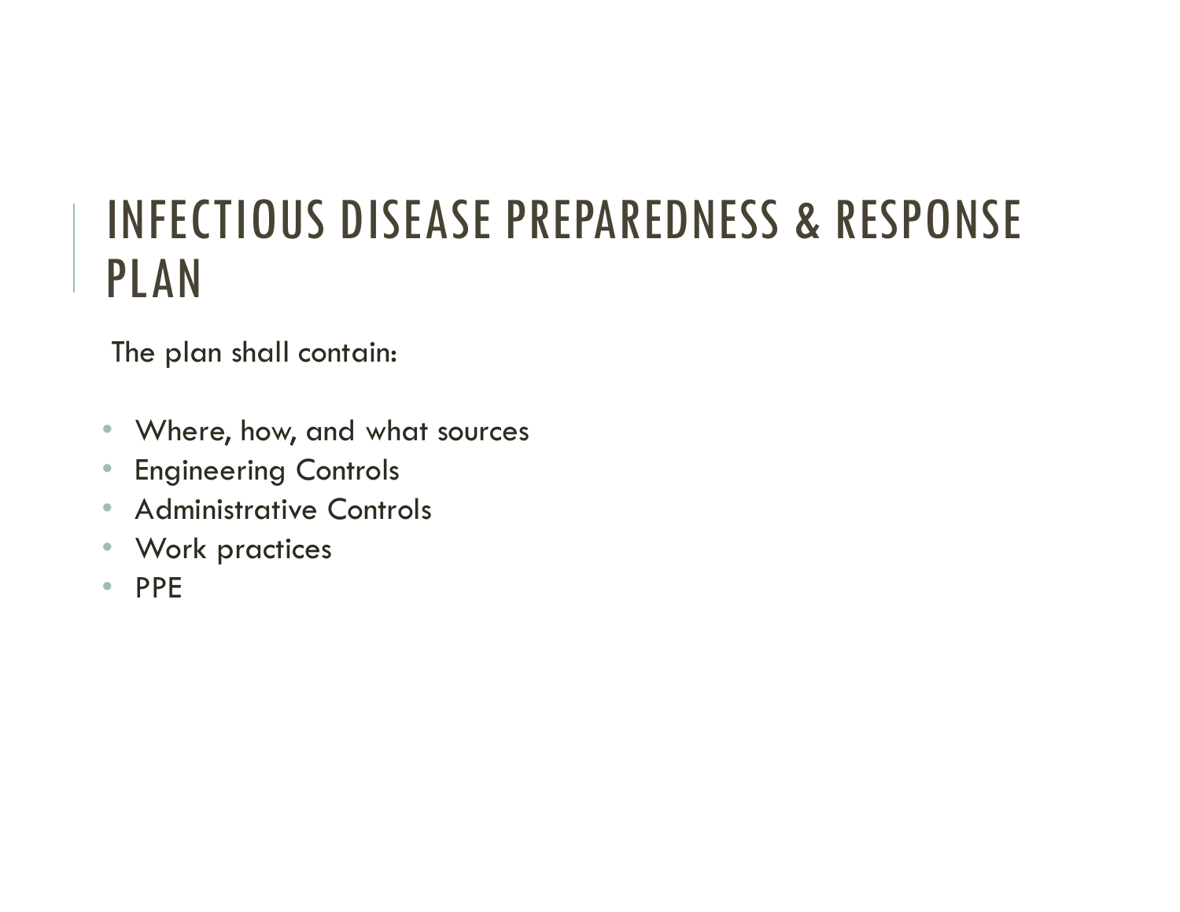# INFECTIOUS DISEASE PREPAREDNESS & RESPONSE PLAN

The plan shall contain:

- Where, how, and what sources
- Engineering Controls
- Administrative Controls
- Work practices
- PPE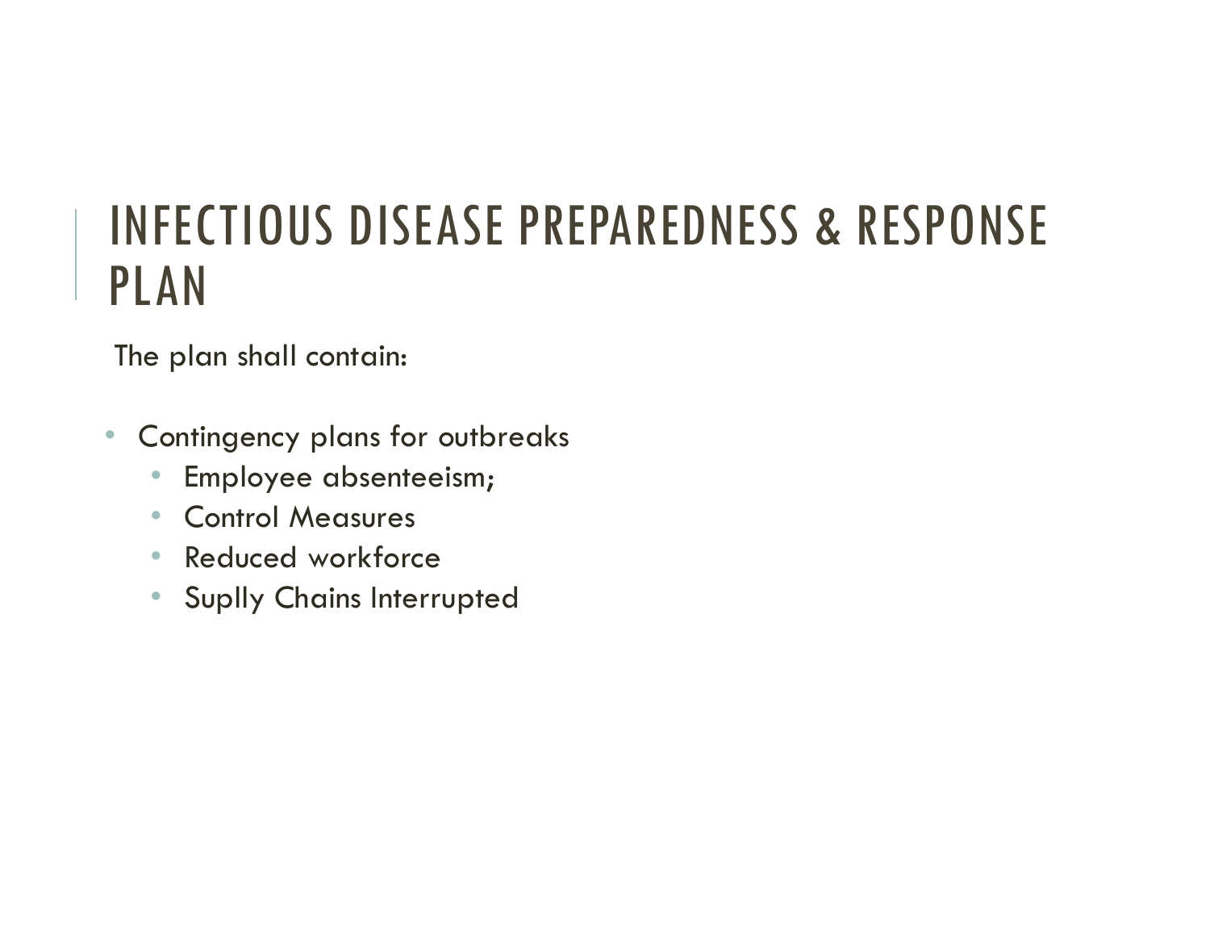# INFECTIOUS DISEASE PREPAREDNESS & RESPONSE PLAN

The plan shall contain:

- Contingency plans for outbreaks
  - Employee absenteeism;
  - Control Measures
  - Reduced workforce
  - Suplly Chains Interrupted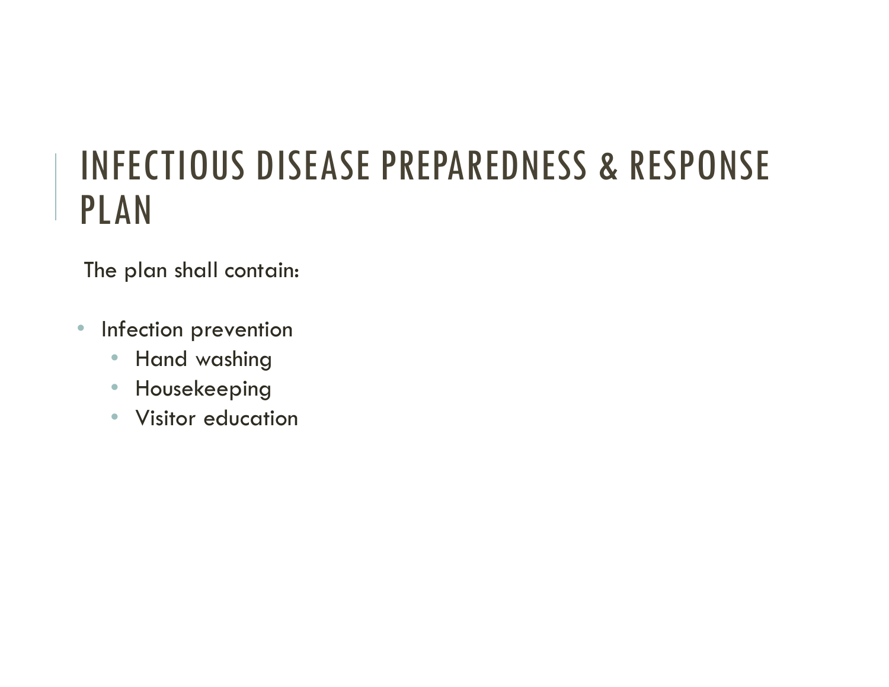# INFECTIOUS DISEASE PREPAREDNESS & RESPONSE PLAN

The plan shall contain:

- Infection prevention
  - Hand washing
  - Housekeeping
  - Visitor education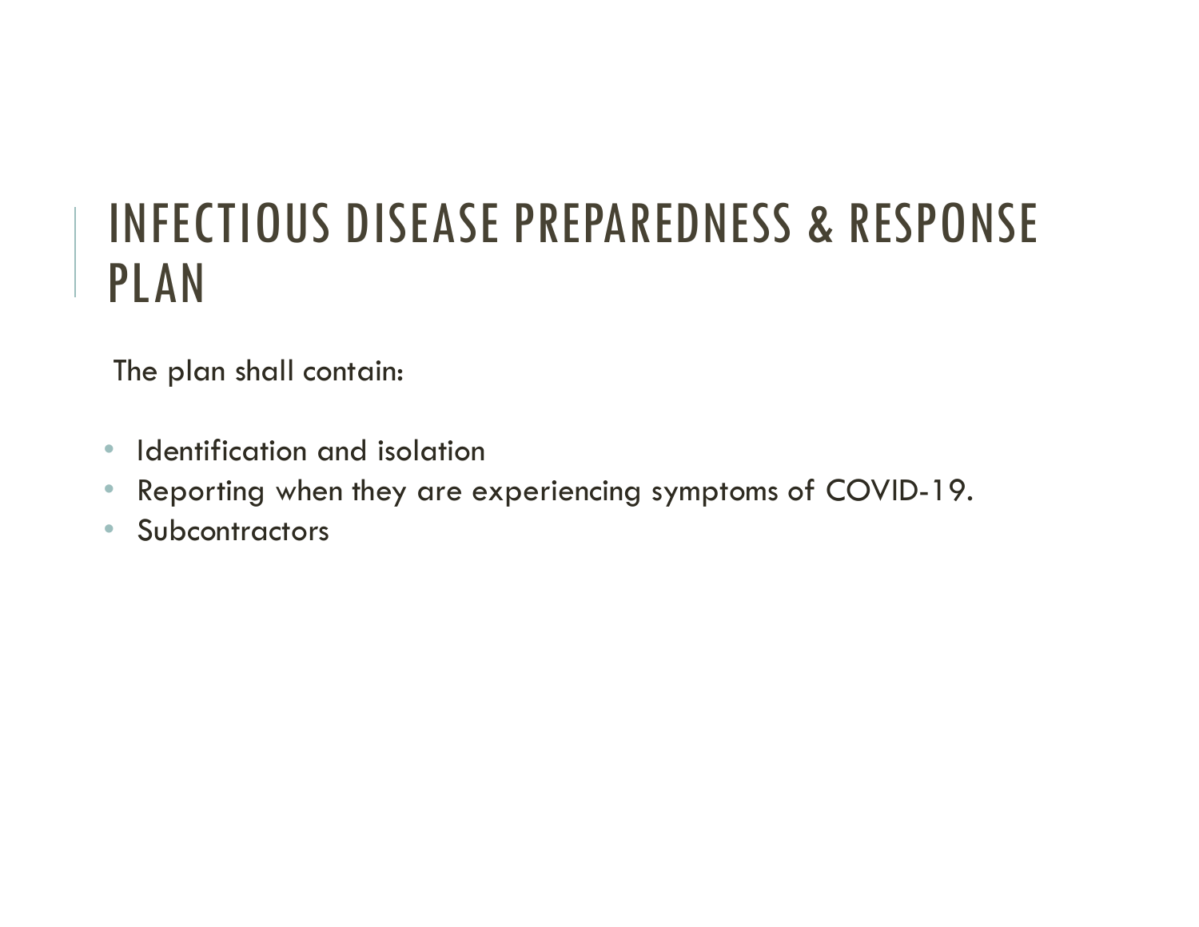# INFECTIOUS DISEASE PREPAREDNESS & RESPONSE PLAN

The plan shall contain:

- Identification and isolation
- Reporting when they are experiencing symptoms of COVID-19.
- Subcontractors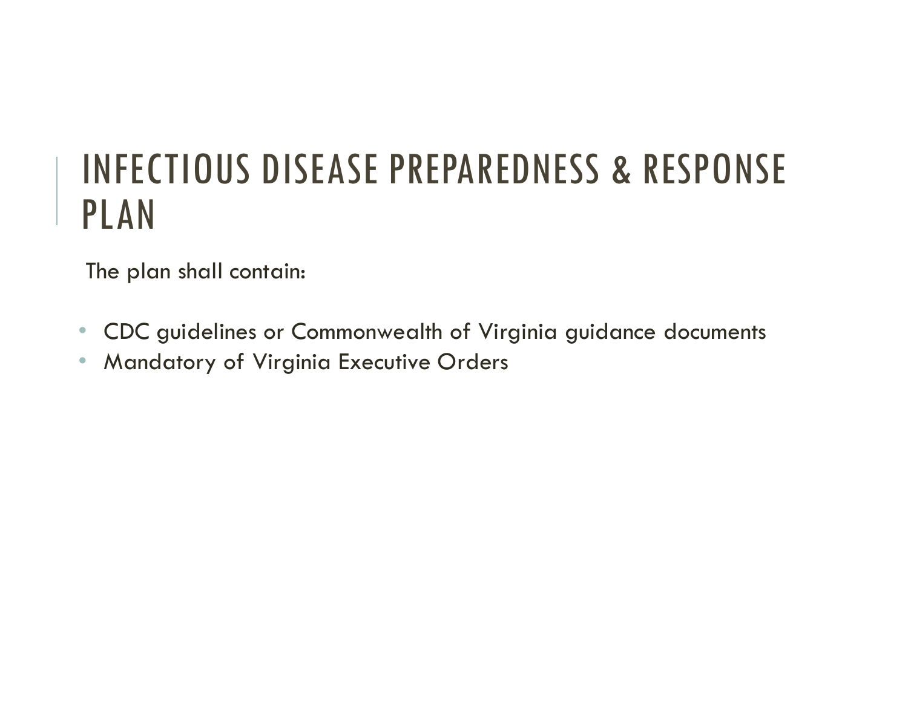# INFECTIOUS DISEASE PREPAREDNESS & RESPONSE PLAN

The plan shall contain:

- CDC guidelines or Commonwealth of Virginia guidance documents
- Mandatory of Virginia Executive Orders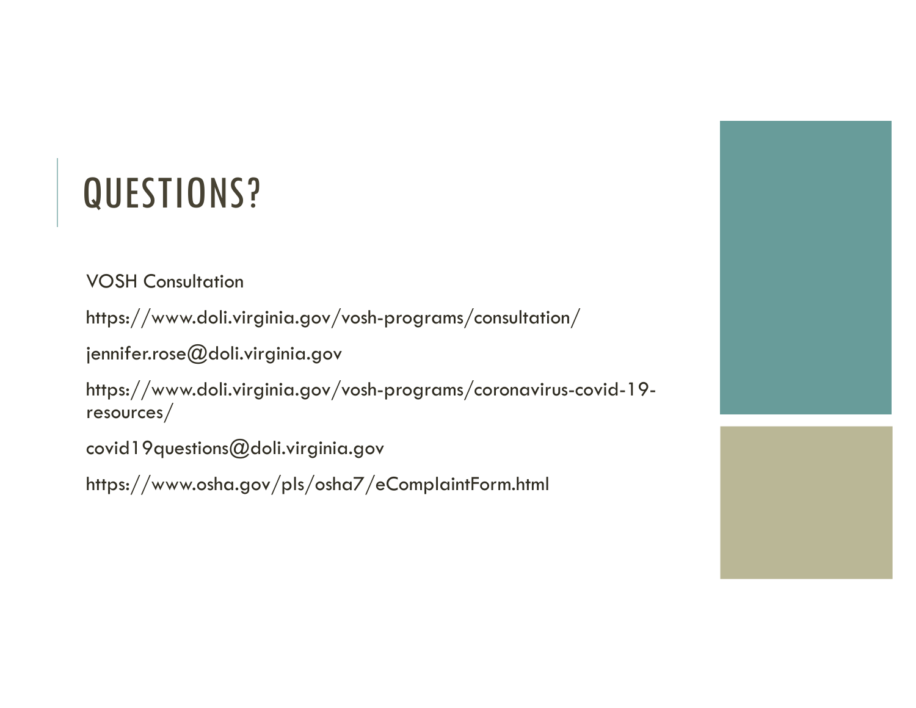# QUESTIONS?

VOSH Consultation

https://www.doli.virginia.gov/vosh-programs/consultation/

jennifer.rose@doli.virginia.gov

https://www.doli.virginia.gov/vosh-programs/coronavirus-covid-19-resources/

covid19questions@doli.virginia.gov

https://www.osha.gov/pls/osha7/eComplaintForm.html